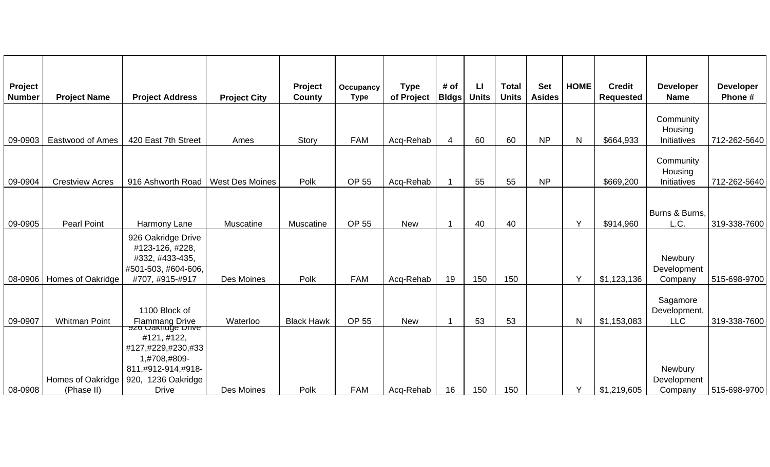| Project Number | Project Name | Project Address | Project City | Project County | Occupancy Type | Type of Project | # of Bldgs | LI Units | Total Units | Set Asides | HOME | Credit Requested | Developer Name | Developer Phone # |
|---|---|---|---|---|---|---|---|---|---|---|---|---|---|---|
| 09-0903 | Eastwood of Ames | 420 East 7th Street | Ames | Story | FAM | Acq-Rehab | 4 | 60 | 60 | NP | N | $664,933 | Community Housing Initiatives | 712-262-5640 |
| 09-0904 | Crestview Acres | 916 Ashworth Road | West Des Moines | Polk | OP 55 | Acq-Rehab | 1 | 55 | 55 | NP | | $669,200 | Community Housing Initiatives | 712-262-5640 |
| 09-0905 | Pearl Point | Harmony Lane | Muscatine | Muscatine | OP 55 | New | 1 | 40 | 40 | | Y | $914,960 | Burns & Burns, L.C. | 319-338-7600 |
| 08-0906 | Homes of Oakridge | 926 Oakridge Drive #123-126, #228, #332, #433-435, #501-503, #604-606, #707, #915-#917 | Des Moines | Polk | FAM | Acq-Rehab | 19 | 150 | 150 | | Y | $1,123,136 | Newbury Development Company | 515-698-9700 |
| 09-0907 | Whitman Point | 1100 Block of Flammang Drive | Waterloo | Black Hawk | OP 55 | New | 1 | 53 | 53 | | N | $1,153,083 | Sagamore Development, LLC | 319-338-7600 |
| 08-0908 | Homes of Oakridge (Phase II) | 926 Oakridge Drive #121, #122, #127,#229,#230,#331,#708,#809-811,#912-914,#918-920, 1236 Oakridge Drive | Des Moines | Polk | FAM | Acq-Rehab | 16 | 150 | 150 | | Y | $1,219,605 | Newbury Development Company | 515-698-9700 |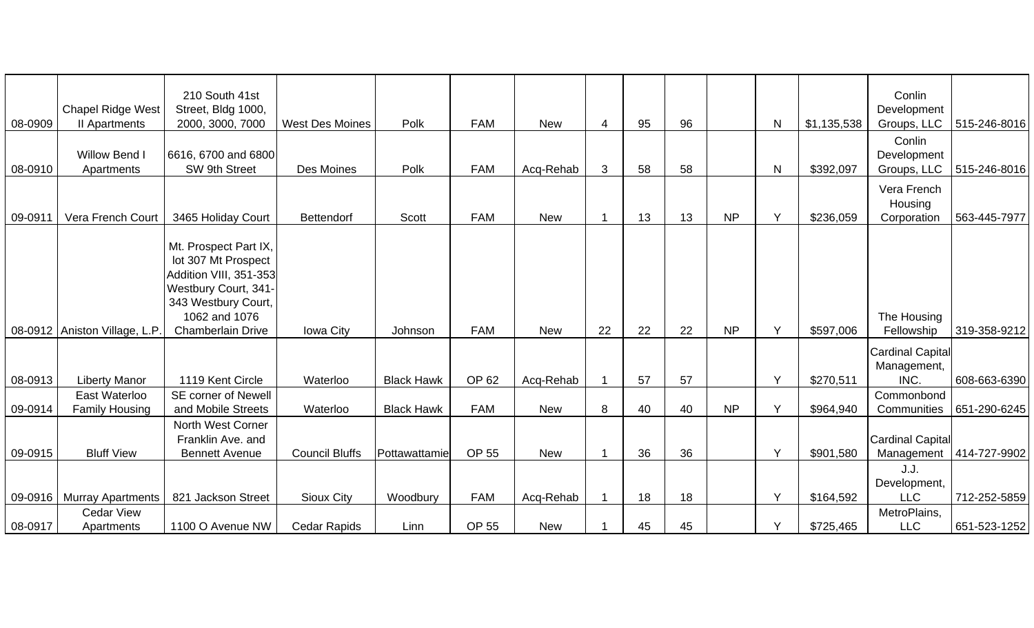| | | | | | | | | | | | | | | | |
|---|---|---|---|---|---|---|---|---|---|---|---|---|---|---|---|
| 08-0909 | Chapel Ridge West II Apartments | 210 South 41st Street, Bldg 1000, 2000, 3000, 7000 | West Des Moines | Polk | FAM | New | 4 | 95 | 96 | | N | $1,135,538 | Conlin Development Groups, LLC | 515-246-8016 |
| 08-0910 | Willow Bend I Apartments | 6616, 6700 and 6800 SW 9th Street | Des Moines | Polk | FAM | Acq-Rehab | 3 | 58 | 58 | | N | $392,097 | Conlin Development Groups, LLC | 515-246-8016 |
| 09-0911 | Vera French Court | 3465 Holiday Court | Bettendorf | Scott | FAM | New | 1 | 13 | 13 | NP | Y | $236,059 | Vera French Housing Corporation | 563-445-7977 |
| 08-0912 | Aniston Village, L.P. | Mt. Prospect Part IX, lot 307 Mt Prospect Addition VIII, 351-353 Westbury Court, 341-343 Westbury Court, 1062 and 1076 Chamberlain Drive | Iowa City | Johnson | FAM | New | 22 | 22 | 22 | NP | Y | $597,006 | The Housing Fellowship | 319-358-9212 |
| 08-0913 | Liberty Manor | 1119 Kent Circle | Waterloo | Black Hawk | OP 62 | Acq-Rehab | 1 | 57 | 57 | | Y | $270,511 | Cardinal Capital Management, INC. | 608-663-6390 |
| 09-0914 | East Waterloo Family Housing | SE corner of Newell and Mobile Streets | Waterloo | Black Hawk | FAM | New | 8 | 40 | 40 | NP | Y | $964,940 | Commonbond Communities | 651-290-6245 |
| 09-0915 | Bluff View | North West Corner Franklin Ave. and Bennett Avenue | Council Bluffs | Pottawattamie | OP 55 | New | 1 | 36 | 36 | | Y | $901,580 | Cardinal Capital Management | 414-727-9902 |
| 09-0916 | Murray Apartments | 821 Jackson Street | Sioux City | Woodbury | FAM | Acq-Rehab | 1 | 18 | 18 | | Y | $164,592 | J.J. Development, LLC | 712-252-5859 |
| 08-0917 | Cedar View Apartments | 1100 O Avenue NW | Cedar Rapids | Linn | OP 55 | New | 1 | 45 | 45 | | Y | $725,465 | MetroPlains, LLC | 651-523-1252 |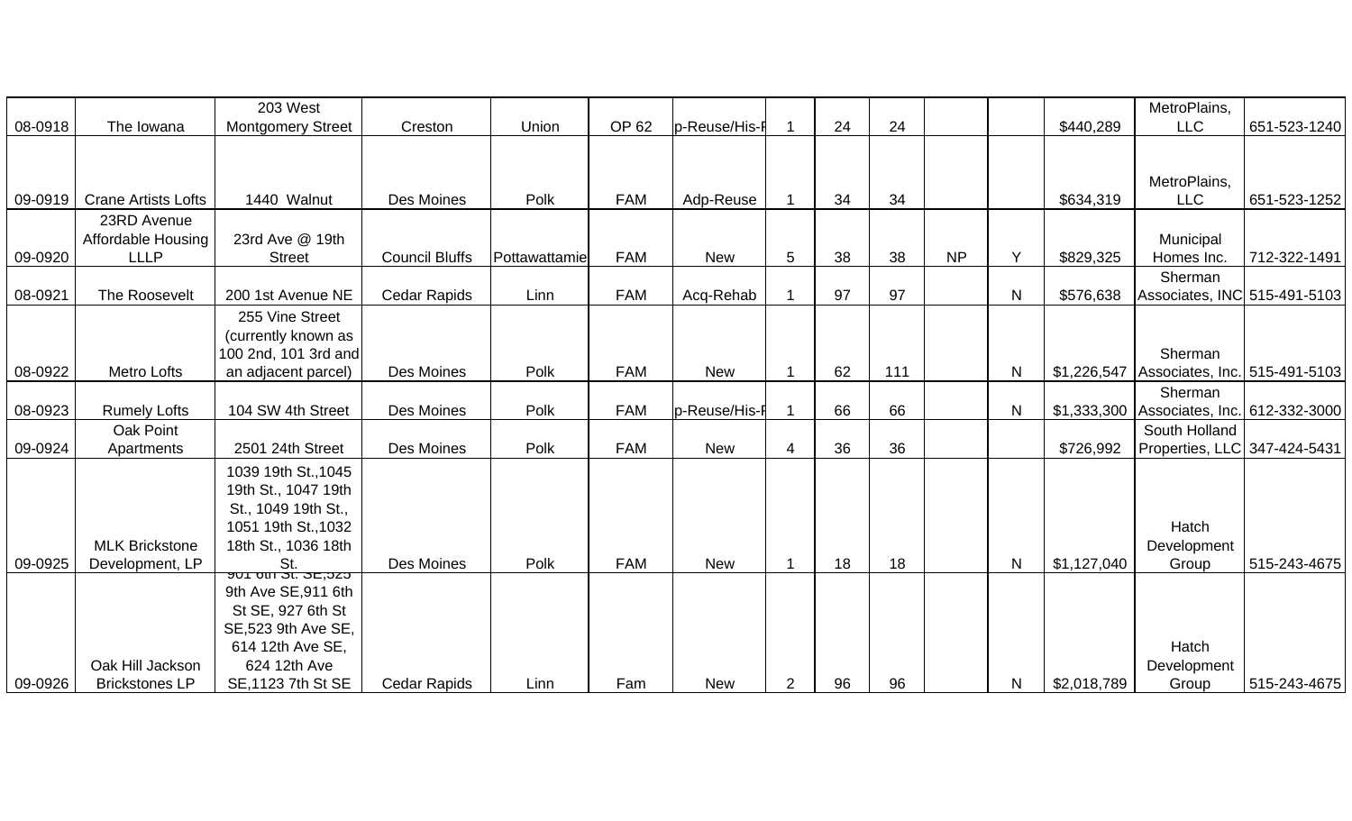| | | | | | | | | | | | | | | |
|---|---|---|---|---|---|---|---|---|---|---|---|---|---|---|
| 08-0918 | The Iowana | 203 West Montgomery Street | Creston | Union | OP 62 | p-Reuse/His-F | 1 | 24 | 24 | | | $440,289 | MetroPlains, LLC | 651-523-1240 |
| 09-0919 | Crane Artists Lofts | 1440 Walnut | Des Moines | Polk | FAM | Adp-Reuse | 1 | 34 | 34 | | | $634,319 | MetroPlains, LLC | 651-523-1252 |
| 09-0920 | 23RD Avenue Affordable Housing LLLP | 23rd Ave @ 19th Street | Council Bluffs | Pottawattamie | FAM | New | 5 | 38 | 38 | NP | Y | $829,325 | Municipal Homes Inc. | 712-322-1491 |
| 08-0921 | The Roosevelt | 200 1st Avenue NE | Cedar Rapids | Linn | FAM | Acq-Rehab | 1 | 97 | 97 | | N | $576,638 | Sherman Associates, INC | 515-491-5103 |
| 08-0922 | Metro Lofts | 255 Vine Street (currently known as 100 2nd, 101 3rd and an adjacent parcel) | Des Moines | Polk | FAM | New | 1 | 62 | 111 | | N | $1,226,547 | Sherman Associates, Inc. | 515-491-5103 |
| 08-0923 | Rumely Lofts | 104 SW 4th Street | Des Moines | Polk | FAM | p-Reuse/His-F | 1 | 66 | 66 | | N | $1,333,300 | Sherman Associates, Inc. | 612-332-3000 |
| 09-0924 | Oak Point Apartments | 2501 24th Street | Des Moines | Polk | FAM | New | 4 | 36 | 36 | | | $726,992 | South Holland Properties, LLC | 347-424-5431 |
| 09-0925 | MLK Brickstone Development, LP | 1039 19th St.,1045 19th St., 1047 19th St., 1049 19th St., 1051 19th St.,1032 18th St., 1036 18th St. | Des Moines | Polk | FAM | New | 1 | 18 | 18 | | N | $1,127,040 | Hatch Development Group | 515-243-4675 |
| 09-0926 | Oak Hill Jackson Brickstones LP | 901 6th St. SE,525 9th Ave SE,911 6th St SE, 927 6th St SE,523 9th Ave SE, 614 12th Ave SE, 624 12th Ave SE,1123 7th St SE | Cedar Rapids | Linn | Fam | New | 2 | 96 | 96 | | N | $2,018,789 | Hatch Development Group | 515-243-4675 |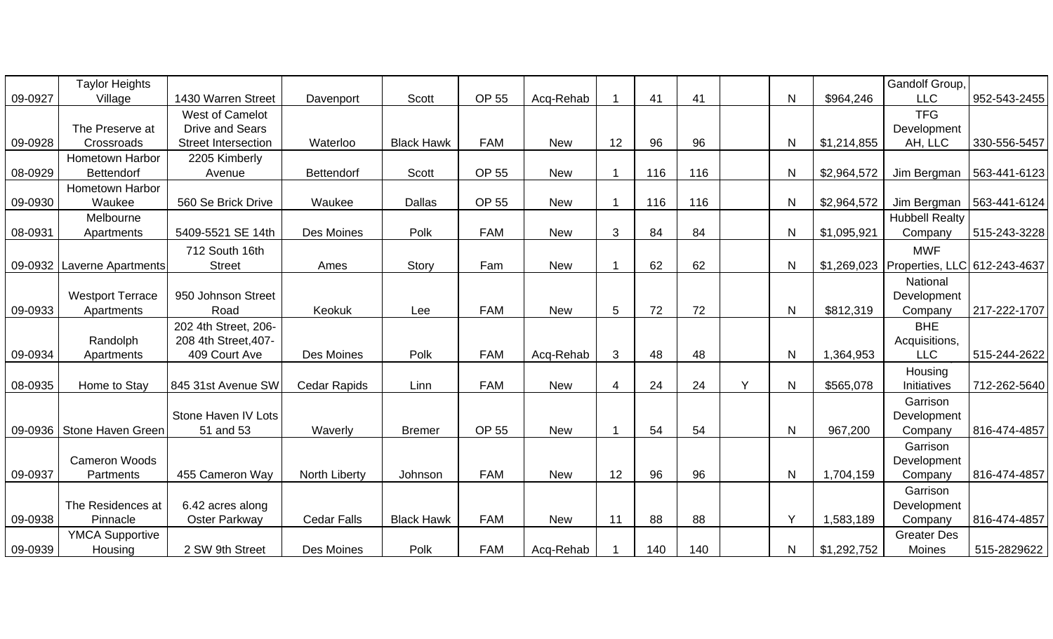| | | | | | | | | | | | | | | |
|---|---|---|---|---|---|---|---|---|---|---|---|---|---|---|
| 09-0927 | Taylor Heights Village | 1430 Warren Street | Davenport | Scott | OP 55 | Acq-Rehab | 1 | 41 | 41 | | N | $964,246 | Gandolf Group, LLC | 952-543-2455 |
| 09-0928 | The Preserve at Crossroads | West of Camelot Drive and Sears Street Intersection | Waterloo | Black Hawk | FAM | New | 12 | 96 | 96 | | N | $1,214,855 | TFG Development AH, LLC | 330-556-5457 |
| 08-0929 | Hometown Harbor Bettendorf | 2205 Kimberly Avenue | Bettendorf | Scott | OP 55 | New | 1 | 116 | 116 | | N | $2,964,572 | Jim Bergman | 563-441-6123 |
| 09-0930 | Hometown Harbor Waukee | 560 Se Brick Drive | Waukee | Dallas | OP 55 | New | 1 | 116 | 116 | | N | $2,964,572 | Jim Bergman | 563-441-6124 |
| 08-0931 | Melbourne Apartments | 5409-5521 SE 14th | Des Moines | Polk | FAM | New | 3 | 84 | 84 | | N | $1,095,921 | Hubbell Realty Company | 515-243-3228 |
| 09-0932 | Laverne Apartments | 712 South 16th Street | Ames | Story | Fam | New | 1 | 62 | 62 | | N | $1,269,023 | MWF Properties, LLC | 612-243-4637 |
| 09-0933 | Westport Terrace Apartments | 950 Johnson Street Road | Keokuk | Lee | FAM | New | 5 | 72 | 72 | | N | $812,319 | National Development Company | 217-222-1707 |
| 09-0934 | Randolph Apartments | 202 4th Street, 206-208 4th Street,407-409 Court Ave | Des Moines | Polk | FAM | Acq-Rehab | 3 | 48 | 48 | | N | 1,364,953 | BHE Acquisitions, LLC | 515-244-2622 |
| 08-0935 | Home to Stay | 845 31st Avenue SW | Cedar Rapids | Linn | FAM | New | 4 | 24 | 24 | Y | N | $565,078 | Housing Initiatives | 712-262-5640 |
| 09-0936 | Stone Haven Green | Stone Haven IV Lots 51 and 53 | Waverly | Bremer | OP 55 | New | 1 | 54 | 54 | | N | 967,200 | Garrison Development Company | 816-474-4857 |
| 09-0937 | Cameron Woods Partments | 455 Cameron Way | North Liberty | Johnson | FAM | New | 12 | 96 | 96 | | N | 1,704,159 | Garrison Development Company | 816-474-4857 |
| 09-0938 | The Residences at Pinnacle | 6.42 acres along Oster Parkway | Cedar Falls | Black Hawk | FAM | New | 11 | 88 | 88 | | Y | 1,583,189 | Garrison Development Company | 816-474-4857 |
| 09-0939 | YMCA Supportive Housing | 2 SW 9th Street | Des Moines | Polk | FAM | Acq-Rehab | 1 | 140 | 140 | | N | $1,292,752 | Greater Des Moines | 515-2829622 |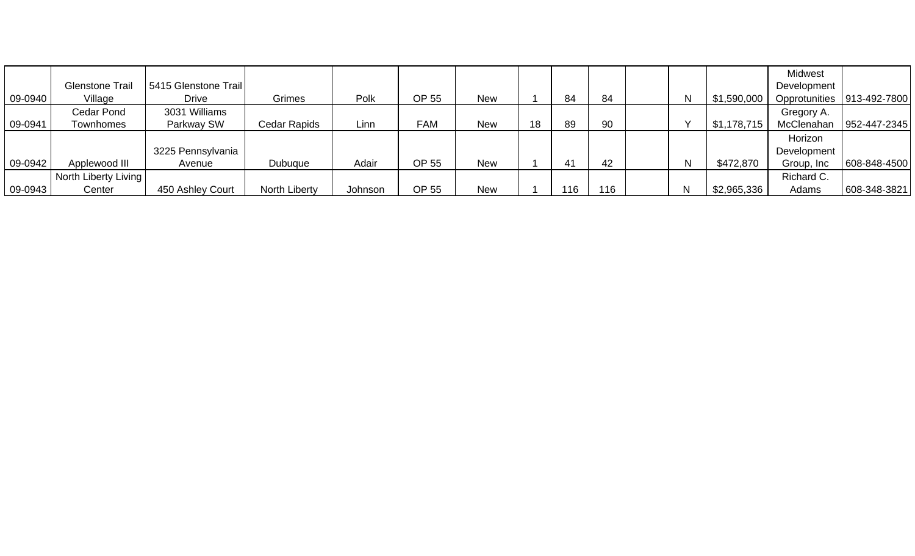| | | | | | | | | | | | | | | |
|---|---|---|---|---|---|---|---|---|---|---|---|---|---|---|
| 09-0940 | Glenstone Trail Village | 5415 Glenstone Trail Drive | Grimes | Polk | OP 55 | New | 1 | 84 | 84 | | N | $1,590,000 | Midwest Development Opprotunities | 913-492-7800 |
| 09-0941 | Cedar Pond Townhomes | 3031 Williams Parkway SW | Cedar Rapids | Linn | FAM | New | 18 | 89 | 90 | | Y | $1,178,715 | Gregory A. McClenahan | 952-447-2345 |
| 09-0942 | Applewood III | 3225 Pennsylvania Avenue | Dubuque | Adair | OP 55 | New | 1 | 41 | 42 | | N | $472,870 | Horizon Development Group, Inc | 608-848-4500 |
| 09-0943 | North Liberty Living Center | 450 Ashley Court | North Liberty | Johnson | OP 55 | New | 1 | 116 | 116 | | N | $2,965,336 | Richard C. Adams | 608-348-3821 |